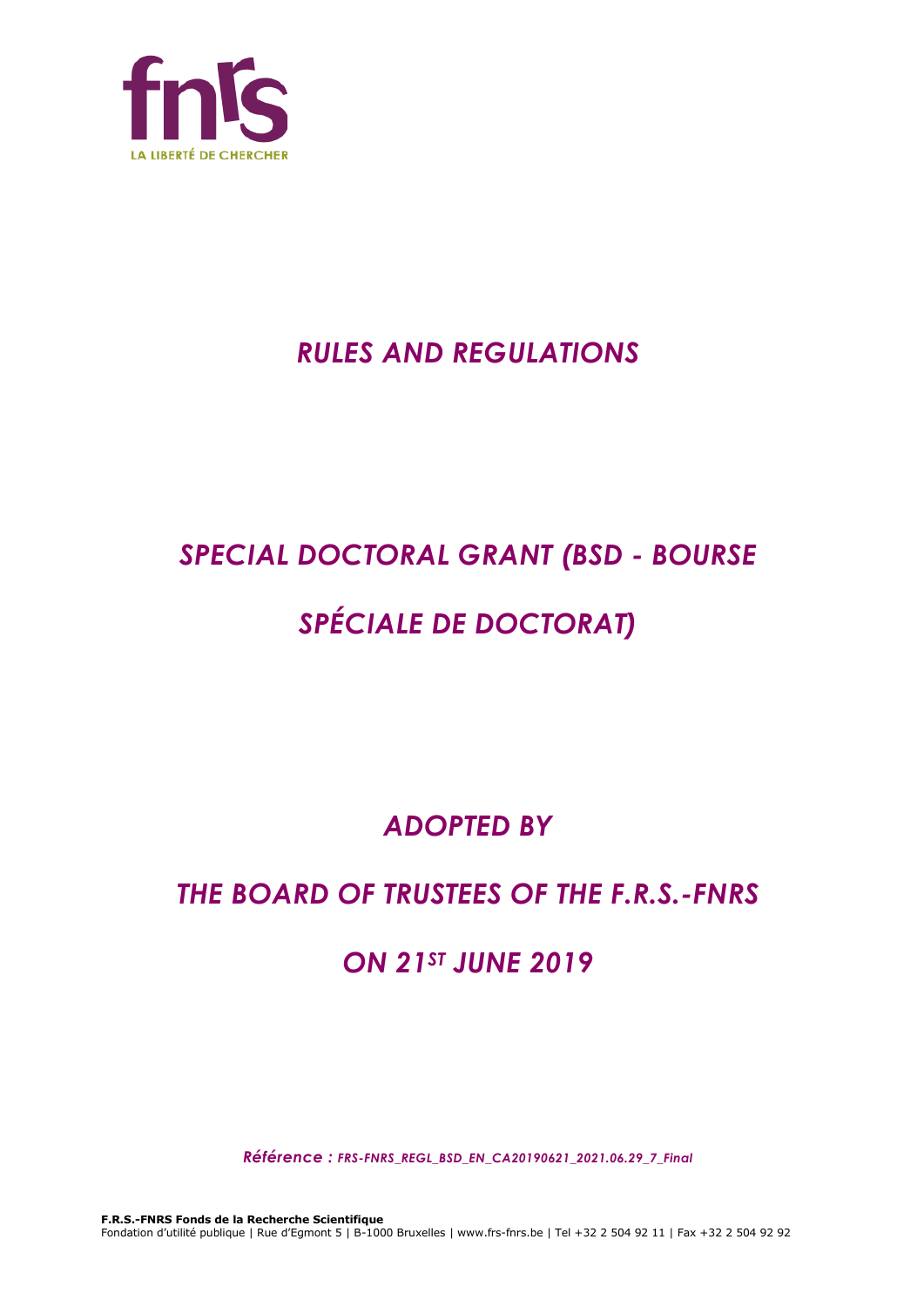# *RULES AND REGULATIONS*

# *SPECIAL DOCTORAL GRANT (BSD - BOURSE SPÉCIALE DE DOCTORAT)*

## *ADOPTED BY*

## *THE BOARD OF TRUSTEES OF THE F.R.S.-FNRS*

## *ON 21ST JUNE 2019*

*Référence : FRS-FNRS_REGL_BSD_EN_CA20190621_2021.06.29_7_Final*

**F.R.S.-FNRS Fonds de la Recherche Scientifique**
Fondation d'utilité publique | Rue d'Egmont 5 | B-1000 Bruxelles | www.frs-fnrs.be | Tel +32 2 504 92 11 | Fax +32 2 504 92 92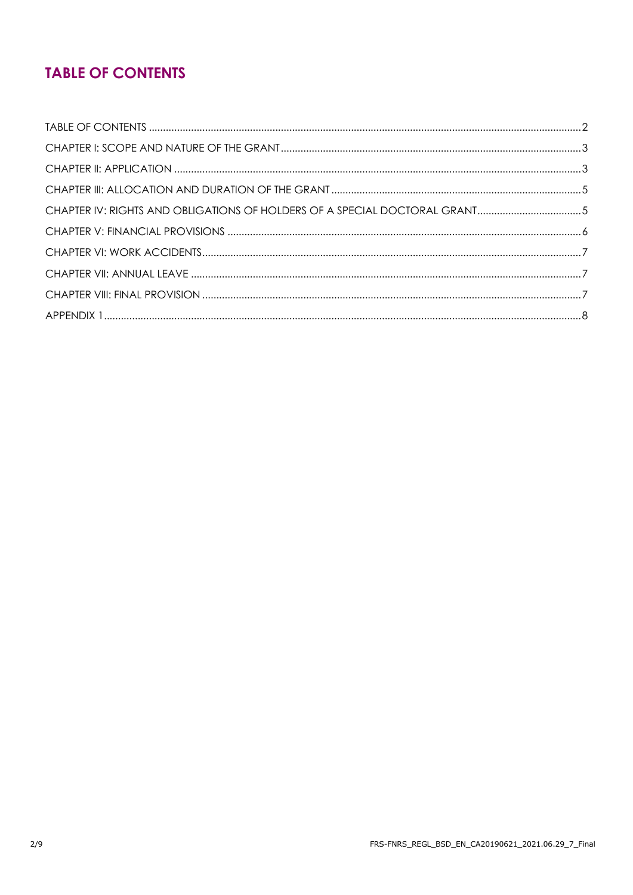# TABLE OF CONTENTS

TABLE OF CONTENTS ........................................................................................................ 2

CHAPTER I: SCOPE AND NATURE OF THE GRANT ............................................................... 3

CHAPTER II: APPLICATION ................................................................................................ 3

CHAPTER III: ALLOCATION AND DURATION OF THE GRANT ............................................... 5

CHAPTER IV: RIGHTS AND OBLIGATIONS OF HOLDERS OF A SPECIAL DOCTORAL GRANT ........ 5

CHAPTER V: FINANCIAL PROVISIONS ................................................................................. 6

CHAPTER VI: WORK ACCIDENTS ......................................................................................... 7

CHAPTER VII: ANNUAL LEAVE ........................................................................................... 7

CHAPTER VIII: FINAL PROVISION ........................................................................................ 7

APPENDIX 1 ..................................................................................................................... 8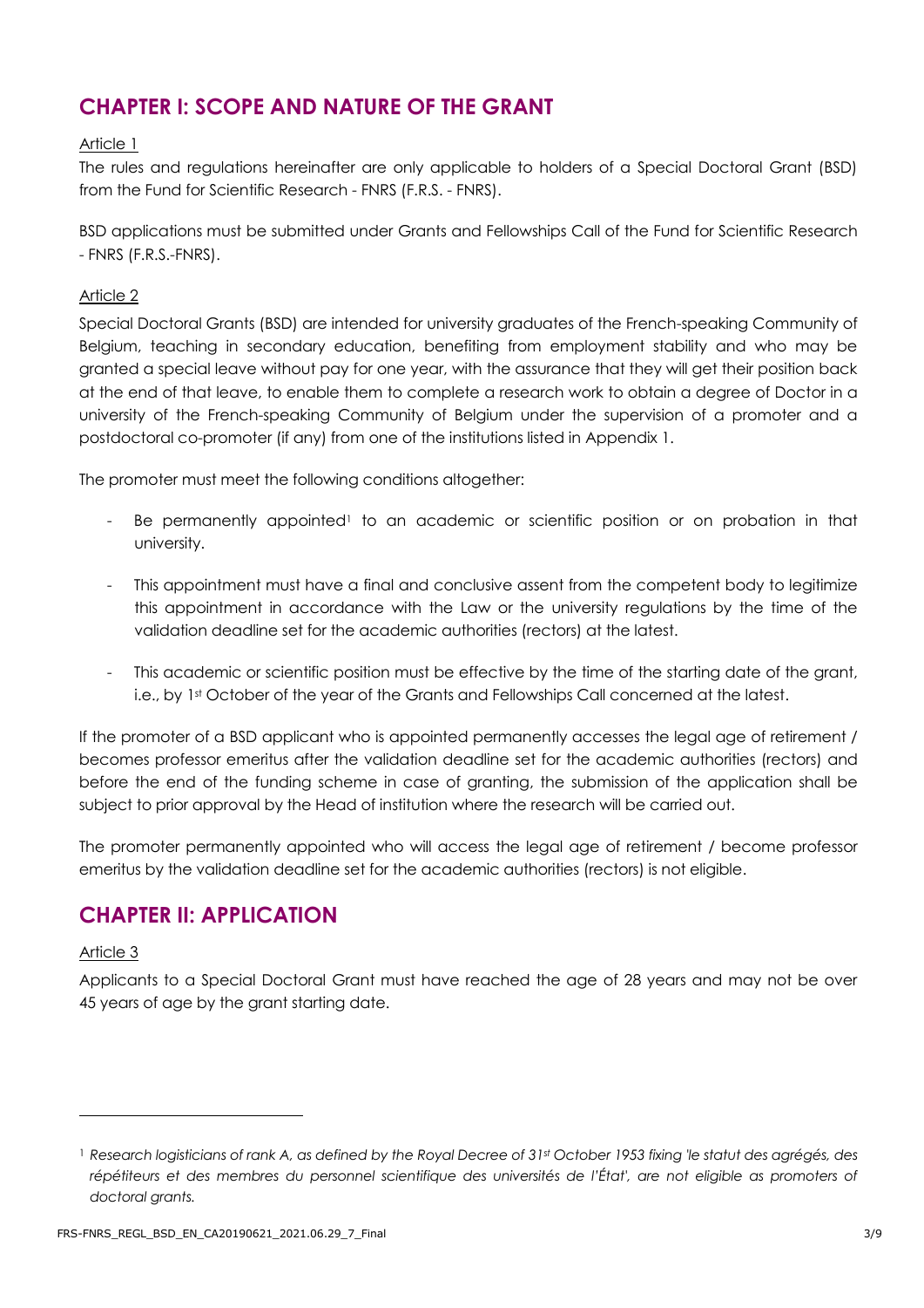## CHAPTER I: SCOPE AND NATURE OF THE GRANT

Article 1

The rules and regulations hereinafter are only applicable to holders of a Special Doctoral Grant (BSD) from the Fund for Scientific Research - FNRS (F.R.S. - FNRS).

BSD applications must be submitted under Grants and Fellowships Call of the Fund for Scientific Research - FNRS (F.R.S.-FNRS).

Article 2

Special Doctoral Grants (BSD) are intended for university graduates of the French-speaking Community of Belgium, teaching in secondary education, benefiting from employment stability and who may be granted a special leave without pay for one year, with the assurance that they will get their position back at the end of that leave, to enable them to complete a research work to obtain a degree of Doctor in a university of the French-speaking Community of Belgium under the supervision of a promoter and a postdoctoral co-promoter (if any) from one of the institutions listed in Appendix 1.

The promoter must meet the following conditions altogether:

- Be permanently appointed[1] to an academic or scientific position or on probation in that university.
- This appointment must have a final and conclusive assent from the competent body to legitimize this appointment in accordance with the Law or the university regulations by the time of the validation deadline set for the academic authorities (rectors) at the latest.
- This academic or scientific position must be effective by the time of the starting date of the grant, i.e., by 1st October of the year of the Grants and Fellowships Call concerned at the latest.

If the promoter of a BSD applicant who is appointed permanently accesses the legal age of retirement / becomes professor emeritus after the validation deadline set for the academic authorities (rectors) and before the end of the funding scheme in case of granting, the submission of the application shall be subject to prior approval by the Head of institution where the research will be carried out.

The promoter permanently appointed who will access the legal age of retirement / become professor emeritus by the validation deadline set for the academic authorities (rectors) is not eligible.

## CHAPTER II: APPLICATION

Article 3

Applicants to a Special Doctoral Grant must have reached the age of 28 years and may not be over 45 years of age by the grant starting date.

---

[1] *Research logisticians of rank A, as defined by the Royal Decree of 31st October 1953 fixing 'le statut des agrégés, des répétiteurs et des membres du personnel scientifique des universités de l'État', are not eligible as promoters of doctoral grants.*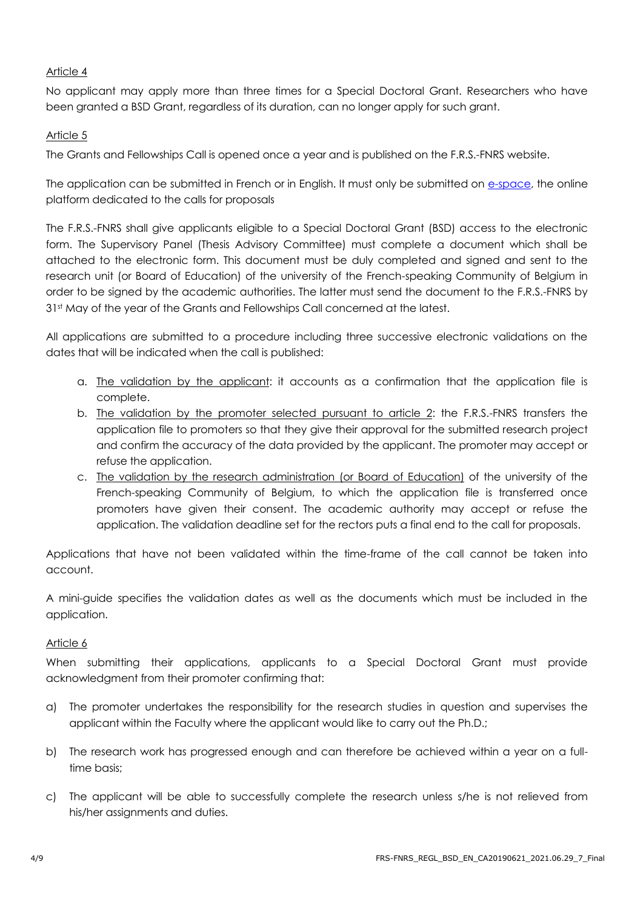Article 4

No applicant may apply more than three times for a Special Doctoral Grant. Researchers who have been granted a BSD Grant, regardless of its duration, can no longer apply for such grant.

Article 5

The Grants and Fellowships Call is opened once a year and is published on the F.R.S.-FNRS website.

The application can be submitted in French or in English. It must only be submitted on e-space, the online platform dedicated to the calls for proposals

The F.R.S.-FNRS shall give applicants eligible to a Special Doctoral Grant (BSD) access to the electronic form. The Supervisory Panel (Thesis Advisory Committee) must complete a document which shall be attached to the electronic form. This document must be duly completed and signed and sent to the research unit (or Board of Education) of the university of the French-speaking Community of Belgium in order to be signed by the academic authorities. The latter must send the document to the F.R.S.-FNRS by 31st May of the year of the Grants and Fellowships Call concerned at the latest.

All applications are submitted to a procedure including three successive electronic validations on the dates that will be indicated when the call is published:

a. The validation by the applicant: it accounts as a confirmation that the application file is complete.
b. The validation by the promoter selected pursuant to article 2: the F.R.S.-FNRS transfers the application file to promoters so that they give their approval for the submitted research project and confirm the accuracy of the data provided by the applicant. The promoter may accept or refuse the application.
c. The validation by the research administration (or Board of Education) of the university of the French-speaking Community of Belgium, to which the application file is transferred once promoters have given their consent. The academic authority may accept or refuse the application. The validation deadline set for the rectors puts a final end to the call for proposals.

Applications that have not been validated within the time-frame of the call cannot be taken into account.

A mini-guide specifies the validation dates as well as the documents which must be included in the application.

Article 6

When submitting their applications, applicants to a Special Doctoral Grant must provide acknowledgment from their promoter confirming that:

a) The promoter undertakes the responsibility for the research studies in question and supervises the applicant within the Faculty where the applicant would like to carry out the Ph.D.;

b) The research work has progressed enough and can therefore be achieved within a year on a full-time basis;

c) The applicant will be able to successfully complete the research unless s/he is not relieved from his/her assignments and duties.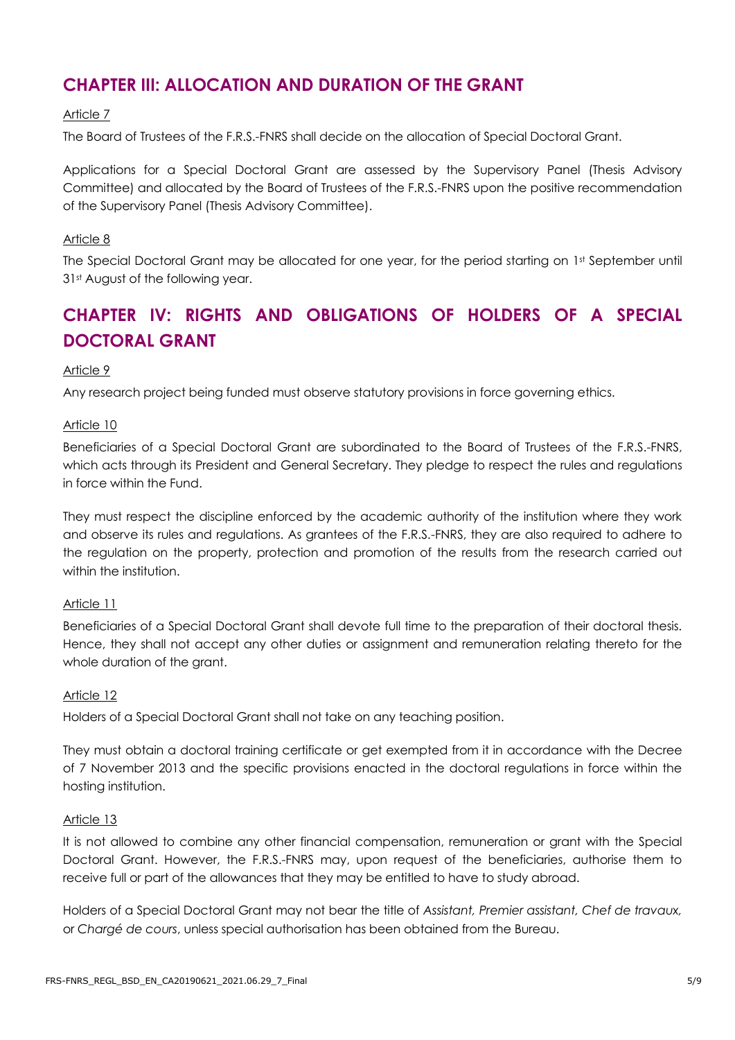## CHAPTER III: ALLOCATION AND DURATION OF THE GRANT

Article 7

The Board of Trustees of the F.R.S.-FNRS shall decide on the allocation of Special Doctoral Grant.

Applications for a Special Doctoral Grant are assessed by the Supervisory Panel (Thesis Advisory Committee) and allocated by the Board of Trustees of the F.R.S.-FNRS upon the positive recommendation of the Supervisory Panel (Thesis Advisory Committee).

Article 8

The Special Doctoral Grant may be allocated for one year, for the period starting on 1st September until 31st August of the following year.

## CHAPTER IV: RIGHTS AND OBLIGATIONS OF HOLDERS OF A SPECIAL DOCTORAL GRANT

Article 9

Any research project being funded must observe statutory provisions in force governing ethics.

Article 10

Beneficiaries of a Special Doctoral Grant are subordinated to the Board of Trustees of the F.R.S.-FNRS, which acts through its President and General Secretary. They pledge to respect the rules and regulations in force within the Fund.

They must respect the discipline enforced by the academic authority of the institution where they work and observe its rules and regulations. As grantees of the F.R.S.-FNRS, they are also required to adhere to the regulation on the property, protection and promotion of the results from the research carried out within the institution.

Article 11

Beneficiaries of a Special Doctoral Grant shall devote full time to the preparation of their doctoral thesis. Hence, they shall not accept any other duties or assignment and remuneration relating thereto for the whole duration of the grant.

Article 12

Holders of a Special Doctoral Grant shall not take on any teaching position.

They must obtain a doctoral training certificate or get exempted from it in accordance with the Decree of 7 November 2013 and the specific provisions enacted in the doctoral regulations in force within the hosting institution.

Article 13

It is not allowed to combine any other financial compensation, remuneration or grant with the Special Doctoral Grant. However, the F.R.S.-FNRS may, upon request of the beneficiaries, authorise them to receive full or part of the allowances that they may be entitled to have to study abroad.

Holders of a Special Doctoral Grant may not bear the title of *Assistant, Premier assistant, Chef de travaux,* or *Chargé de cours*, unless special authorisation has been obtained from the Bureau.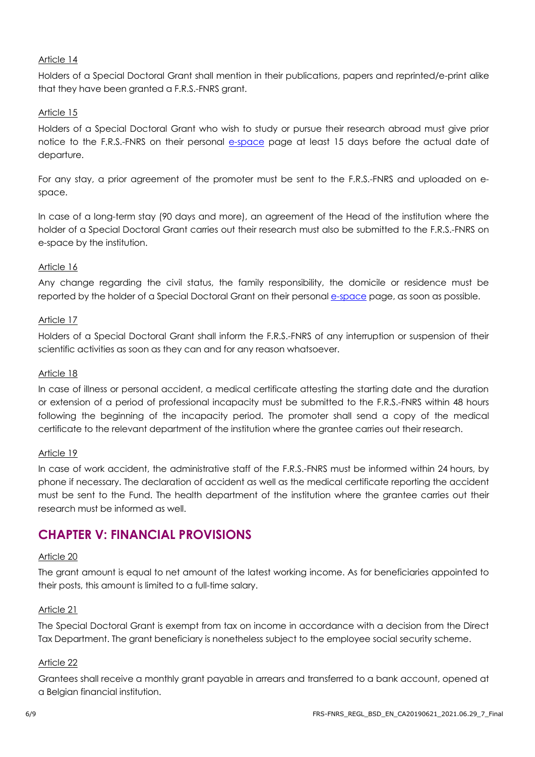Article 14

Holders of a Special Doctoral Grant shall mention in their publications, papers and reprinted/e-print alike that they have been granted a F.R.S.-FNRS grant.

Article 15

Holders of a Special Doctoral Grant who wish to study or pursue their research abroad must give prior notice to the F.R.S.-FNRS on their personal e-space page at least 15 days before the actual date of departure.

For any stay, a prior agreement of the promoter must be sent to the F.R.S.-FNRS and uploaded on e-space.

In case of a long-term stay (90 days and more), an agreement of the Head of the institution where the holder of a Special Doctoral Grant carries out their research must also be submitted to the F.R.S.-FNRS on e-space by the institution.

Article 16

Any change regarding the civil status, the family responsibility, the domicile or residence must be reported by the holder of a Special Doctoral Grant on their personal e-space page, as soon as possible.

Article 17

Holders of a Special Doctoral Grant shall inform the F.R.S.-FNRS of any interruption or suspension of their scientific activities as soon as they can and for any reason whatsoever.

Article 18

In case of illness or personal accident, a medical certificate attesting the starting date and the duration or extension of a period of professional incapacity must be submitted to the F.R.S.-FNRS within 48 hours following the beginning of the incapacity period. The promoter shall send a copy of the medical certificate to the relevant department of the institution where the grantee carries out their research.

Article 19

In case of work accident, the administrative staff of the F.R.S.-FNRS must be informed within 24 hours, by phone if necessary. The declaration of accident as well as the medical certificate reporting the accident must be sent to the Fund. The health department of the institution where the grantee carries out their research must be informed as well.

## CHAPTER V: FINANCIAL PROVISIONS

Article 20

The grant amount is equal to net amount of the latest working income. As for beneficiaries appointed to their posts, this amount is limited to a full-time salary.

Article 21

The Special Doctoral Grant is exempt from tax on income in accordance with a decision from the Direct Tax Department. The grant beneficiary is nonetheless subject to the employee social security scheme.

Article 22

Grantees shall receive a monthly grant payable in arrears and transferred to a bank account, opened at a Belgian financial institution.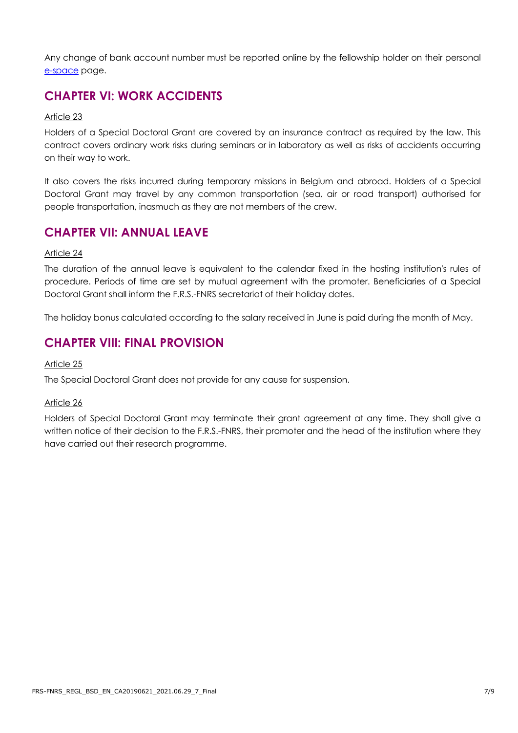Any change of bank account number must be reported online by the fellowship holder on their personal e-space page.

## CHAPTER VI: WORK ACCIDENTS

Article 23

Holders of a Special Doctoral Grant are covered by an insurance contract as required by the law. This contract covers ordinary work risks during seminars or in laboratory as well as risks of accidents occurring on their way to work.

It also covers the risks incurred during temporary missions in Belgium and abroad. Holders of a Special Doctoral Grant may travel by any common transportation (sea, air or road transport) authorised for people transportation, inasmuch as they are not members of the crew.

## CHAPTER VII: ANNUAL LEAVE

Article 24

The duration of the annual leave is equivalent to the calendar fixed in the hosting institution's rules of procedure. Periods of time are set by mutual agreement with the promoter. Beneficiaries of a Special Doctoral Grant shall inform the F.R.S.-FNRS secretariat of their holiday dates.

The holiday bonus calculated according to the salary received in June is paid during the month of May.

## CHAPTER VIII: FINAL PROVISION

Article 25

The Special Doctoral Grant does not provide for any cause for suspension.

Article 26

Holders of Special Doctoral Grant may terminate their grant agreement at any time. They shall give a written notice of their decision to the F.R.S.-FNRS, their promoter and the head of the institution where they have carried out their research programme.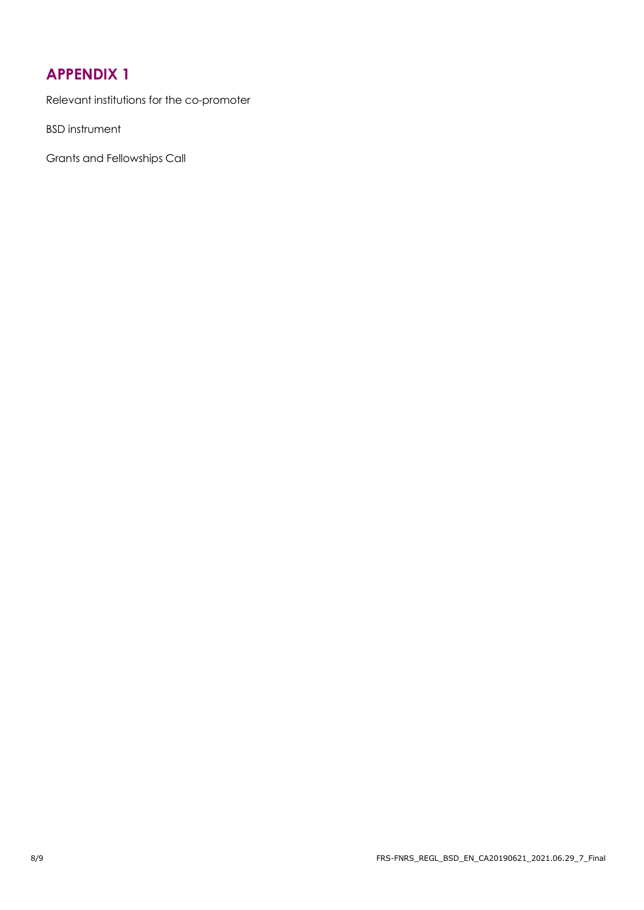# APPENDIX 1

Relevant institutions for the co-promoter

BSD instrument

Grants and Fellowships Call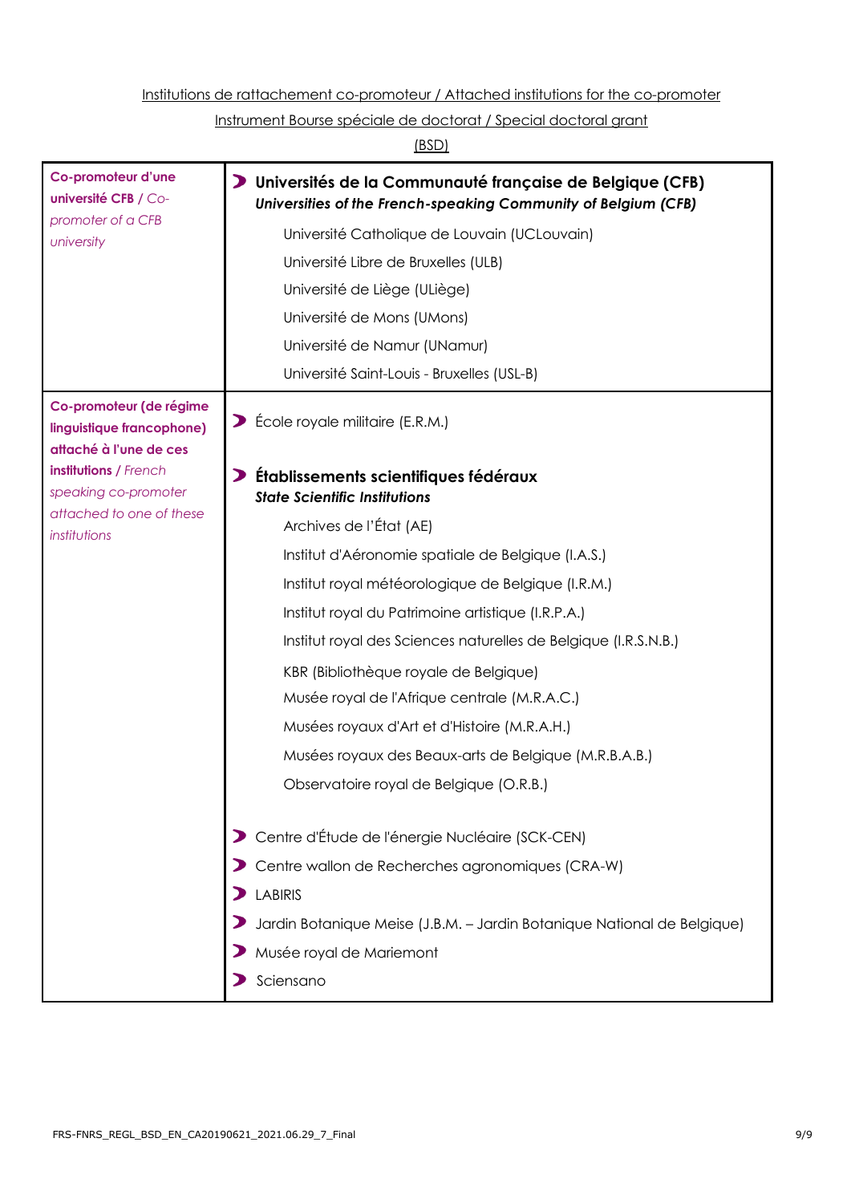Institutions de rattachement co-promoteur / Attached institutions for the co-promoter

Instrument Bourse spéciale de doctorat / Special doctoral grant

(BSD)

| | |
|---|---|
| **Co-promoteur d'une université CFB** / *Co-promoter of a CFB university* | **Universités de la Communauté française de Belgique (CFB)**<br>***Universities of the French-speaking Community of Belgium (CFB)***<br>Université Catholique de Louvain (UCLouvain)<br>Université Libre de Bruxelles (ULB)<br>Université de Liège (ULiège)<br>Université de Mons (UMons)<br>Université de Namur (UNamur)<br>Université Saint-Louis - Bruxelles (USL-B) |
| **Co-promoteur (de régime linguistique francophone) attaché à l'une de ces institutions** / *French speaking co-promoter attached to one of these institutions* | École royale militaire (E.R.M.)<br><br>**Établissements scientifiques fédéraux**<br>***State Scientific Institutions***<br>Archives de l'État (AE)<br>Institut d'Aéronomie spatiale de Belgique (I.A.S.)<br>Institut royal météorologique de Belgique (I.R.M.)<br>Institut royal du Patrimoine artistique (I.R.P.A.)<br>Institut royal des Sciences naturelles de Belgique (I.R.S.N.B.)<br>KBR (Bibliothèque royale de Belgique)<br>Musée royal de l'Afrique centrale (M.R.A.C.)<br>Musées royaux d'Art et d'Histoire (M.R.A.H.)<br>Musées royaux des Beaux-arts de Belgique (M.R.B.A.B.)<br>Observatoire royal de Belgique (O.R.B.)<br><br>Centre d'Étude de l'énergie Nucléaire (SCK-CEN)<br>Centre wallon de Recherches agronomiques (CRA-W)<br>LABIRIS<br>Jardin Botanique Meise (J.B.M. – Jardin Botanique National de Belgique)<br>Musée royal de Mariemont<br>Sciensano |